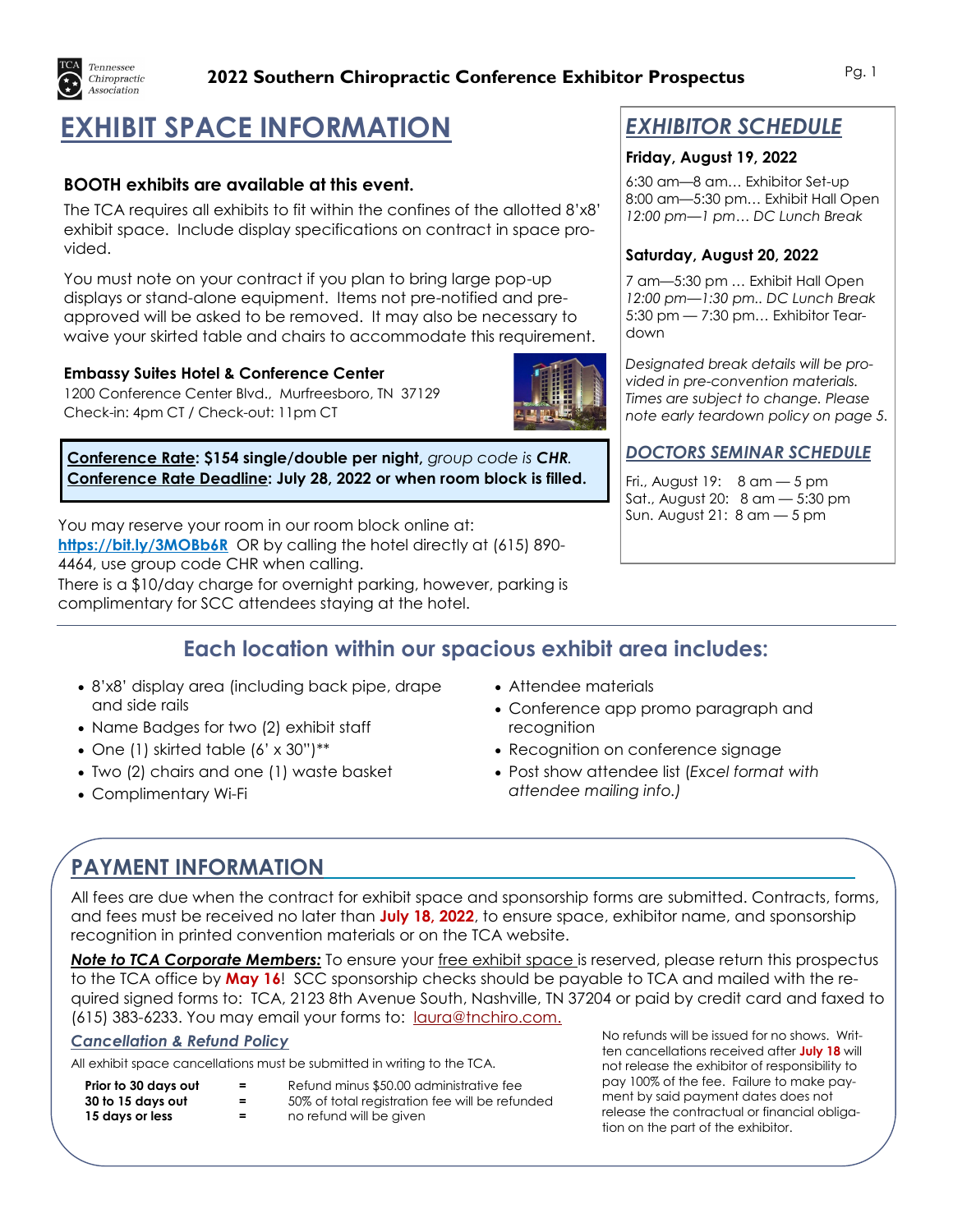# EXHIBIT SPACE INFORMATION

**BOOTH exhibits are available at this event.**

The TCA requires all exhibits to fit within the confines of the allotted 8'x8' exhibit space. Include display specifications on contract in space provided.

You must note on your contract if you plan to bring large pop-up displays or stand-alone equipment. Items not pre-notified and pre-approved will be asked to be removed. It may also be necessary to waive your skirted table and chairs to accommodate this requirement.

**Embassy Suites Hotel & Conference Center**
1200 Conference Center Blvd., Murfreesboro, TN 37129
Check-in: 4pm CT / Check-out: 11pm CT

**Conference Rate: $154 single/double per night,** *group code is* ***CHR.***
**Conference Rate Deadline: July 28, 2022 or when room block is filled.**

You may reserve your room in our room block online at: **https://bit.ly/3MOBb6R** OR by calling the hotel directly at (615) 890-4464, use group code CHR when calling.
There is a $10/day charge for overnight parking, however, parking is complimentary for SCC attendees staying at the hotel.

## *EXHIBITOR SCHEDULE*

**Friday, August 19, 2022**

6:30 am—8 am… Exhibitor Set-up
8:00 am—5:30 pm… Exhibit Hall Open
*12:00 pm—1 pm… DC Lunch Break*

**Saturday, August 20, 2022**

7 am—5:30 pm … Exhibit Hall Open
*12:00 pm—1:30 pm.. DC Lunch Break*
5:30 pm — 7:30 pm… Exhibitor Tear-down

*Designated break details will be provided in pre-convention materials. Times are subject to change. Please note early teardown policy on page 5.*

## *DOCTORS SEMINAR SCHEDULE*

Fri., August 19: 8 am — 5 pm
Sat., August 20: 8 am — 5:30 pm
Sun. August 21: 8 am — 5 pm

## Each location within our spacious exhibit area includes:

- 8'x8' display area (including back pipe, drape and side rails
- Name Badges for two (2) exhibit staff
- One (1) skirted table (6' x 30")**
- Two (2) chairs and one (1) waste basket
- Complimentary Wi-Fi
- Attendee materials
- Conference app promo paragraph and recognition
- Recognition on conference signage
- Post show attendee list (*Excel format with attendee mailing info.)*

# PAYMENT INFORMATION

All fees are due when the contract for exhibit space and sponsorship forms are submitted. Contracts, forms, and fees must be received no later than **July 18, 2022**, to ensure space, exhibitor name, and sponsorship recognition in printed convention materials or on the TCA website.

***Note to TCA Corporate Members:*** To ensure your free exhibit space is reserved, please return this prospectus to the TCA office by **May 16**! SCC sponsorship checks should be payable to TCA and mailed with the required signed forms to: TCA, 2123 8th Avenue South, Nashville, TN 37204 or paid by credit card and faxed to (615) 383-6233. You may email your forms to: laura@tnchiro.com.

### *Cancellation & Refund Policy*

All exhibit space cancellations must be submitted in writing to the TCA.

| | | |
|---|---|---|
| **Prior to 30 days out** | = | Refund minus $50.00 administrative fee |
| **30 to 15 days out** | = | 50% of total registration fee will be refunded |
| **15 days or less** | = | no refund will be given |

No refunds will be issued for no shows. Written cancellations received after **July 18** will not release the exhibitor of responsibility to pay 100% of the fee. Failure to make payment by said payment dates does not release the contractual or financial obligation on the part of the exhibitor.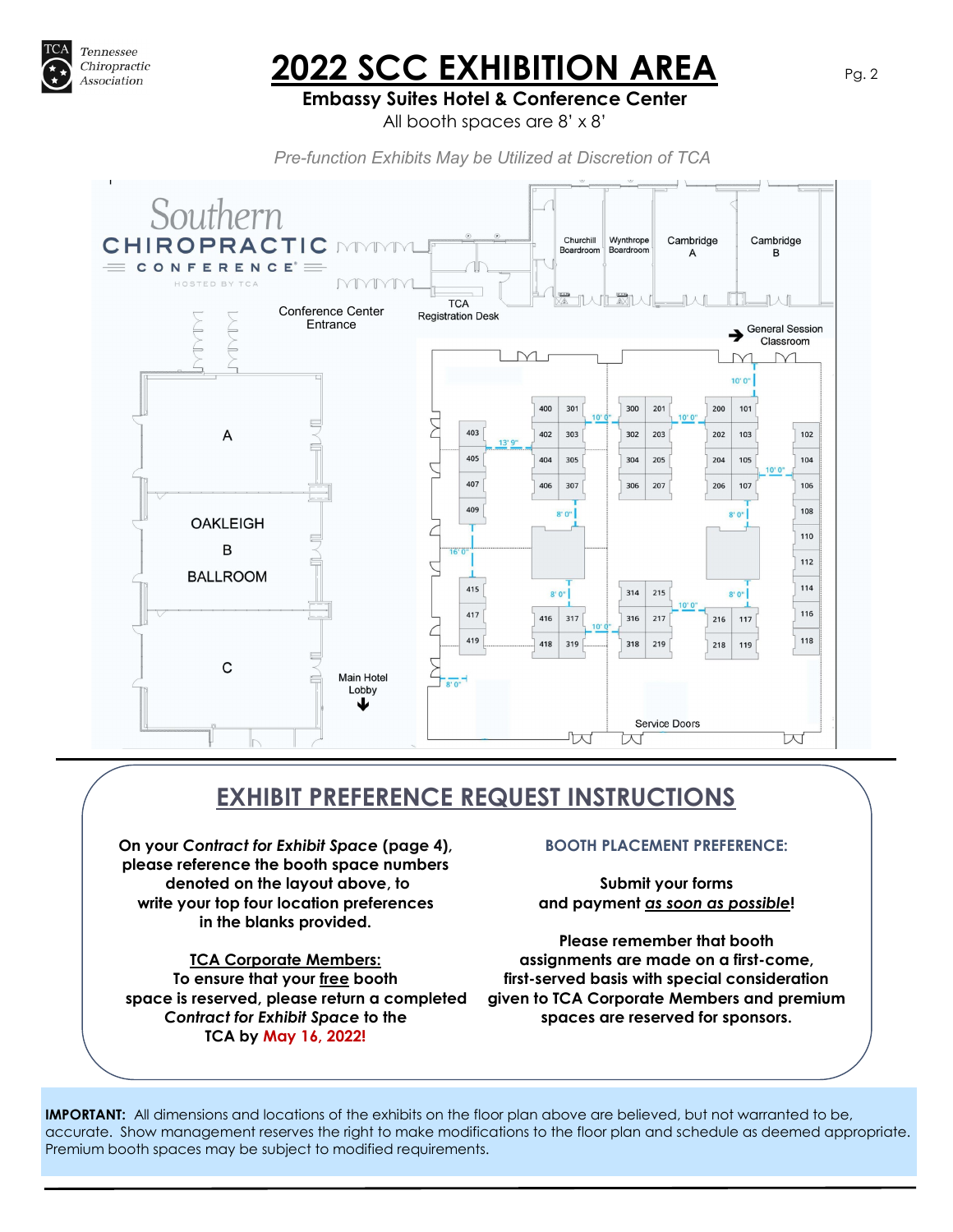# 2022 SCC EXHIBITION AREA

**Embassy Suites Hotel & Conference Center**

All booth spaces are 8' x 8'

*Pre-function Exhibits May be Utilized at Discretion of TCA*

Southern CHIROPRACTIC CONFERENCE HOSTED BY TCA

Churchill Boardroom | Wynthrope Boardroom | Cambridge A | Cambridge B

TCA Registration Desk

Conference Center Entrance

General Session Classroom

A

OAKLEIGH B BALLROOM

C

Main Hotel Lobby

Service Doors

400 301 300 201 200 101

403 402 303 302 203 202 103 102

405 404 305 304 205 204 105 104

407 406 307 306 207 206 107 106

409 108

110

112

415 314 215 114

417 416 317 316 217 216 117 116

419 418 319 318 219 218 119 118

10' 0" 13' 9" 8' 0" 16' 0"

## EXHIBIT PREFERENCE REQUEST INSTRUCTIONS

**On your *Contract for Exhibit Space* (page 4), please reference the booth space numbers denoted on the layout above, to write your top four location preferences in the blanks provided.**

**TCA Corporate Members:**
**To ensure that your free booth space is reserved, please return a completed *Contract for Exhibit Space* to the TCA by May 16, 2022!**

**BOOTH PLACEMENT PREFERENCE:**

**Submit your forms and payment *as soon as possible*!**

**Please remember that booth assignments are made on a first-come, first-served basis with special consideration given to TCA Corporate Members and premium spaces are reserved for sponsors.**

**IMPORTANT:** All dimensions and locations of the exhibits on the floor plan above are believed, but not warranted to be, accurate. Show management reserves the right to make modifications to the floor plan and schedule as deemed appropriate. Premium booth spaces may be subject to modified requirements.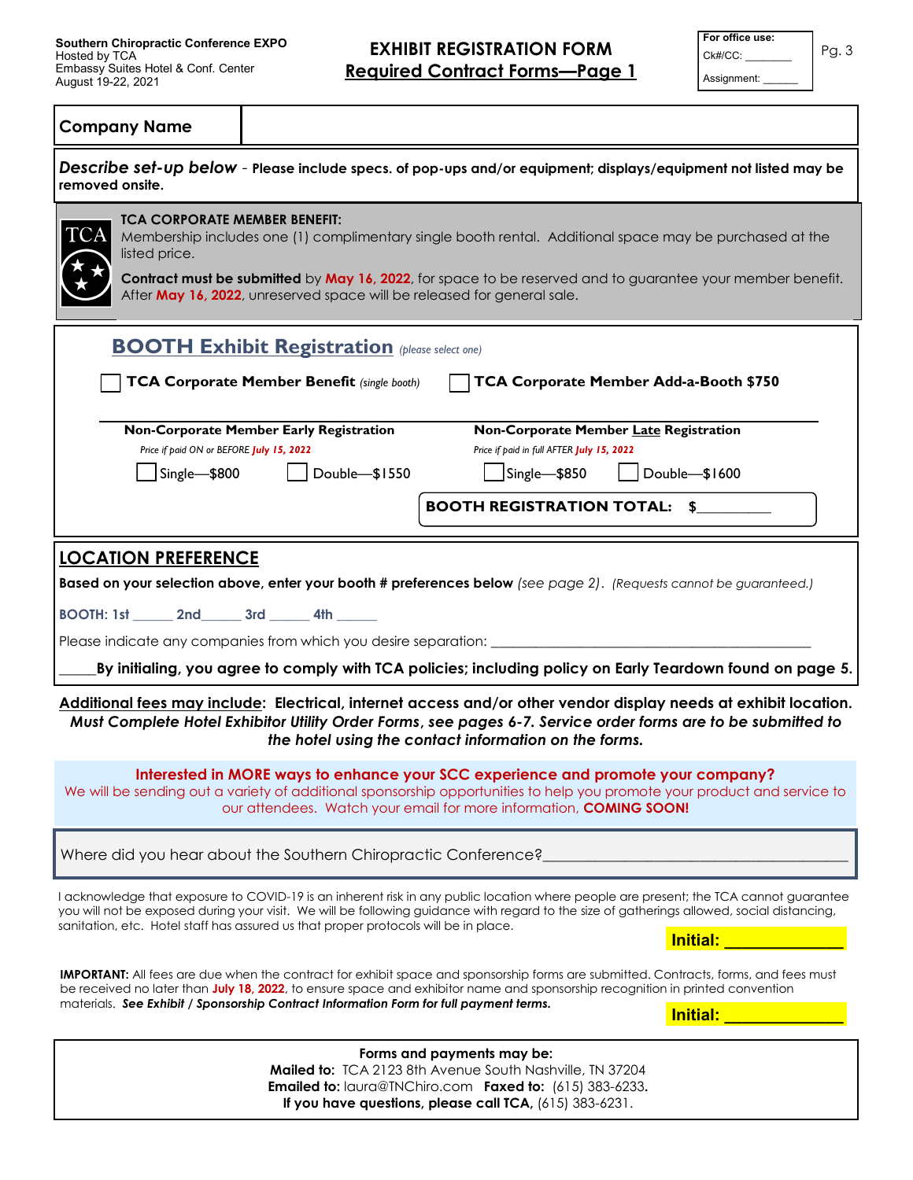Southern Chiropractic Conference EXPO
Hosted by TCA
Embassy Suites Hotel & Conf. Center
August 19-22, 2021

# EXHIBIT REGISTRATION FORM
## Required Contract Forms—Page 1

| For office use: |
|---|
| Ck#/CC: ________ |
| Assignment: ______ |

| Company Name | |
|---|---|

***Describe set-up below*** - **Please include specs. of pop-ups and/or equipment; displays/equipment not listed may be removed onsite.**

**TCA CORPORATE MEMBER BENEFIT:**
Membership includes one (1) complimentary single booth rental. Additional space may be purchased at the listed price.

**Contract must be submitted** by **May 16, 2022**, for space to be reserved and to guarantee your member benefit. After **May 16, 2022**, unreserved space will be released for general sale.

## BOOTH Exhibit Registration *(please select one)*

☐ **TCA Corporate Member Benefit** *(single booth)*    ☐ **TCA Corporate Member Add-a-Booth $750**

**Non-Corporate Member Early Registration**
*Price if paid ON or BEFORE July 15, 2022*
☐ Single—$800    ☐ Double—$1550

**Non-Corporate Member Late Registration**
*Price if paid in full AFTER July 15, 2022*
☐ Single—$850    ☐ Double—$1600

**BOOTH REGISTRATION TOTAL: $__________**

## LOCATION PREFERENCE

**Based on your selection above, enter your booth # preferences below** *(see page 2)*. *(Requests cannot be guaranteed.)*

**BOOTH: 1st ______ 2nd______ 3rd ______ 4th ______**

Please indicate any companies from which you desire separation: ____________________________________________

_____**By initialing, you agree to comply with TCA policies; including policy on Early Teardown found on page 5.**

**Additional fees may include: Electrical, internet access and/or other vendor display needs at exhibit location.** ***Must Complete Hotel Exhibitor Utility Order Forms, see pages 6-7. Service order forms are to be submitted to the hotel using the contact information on the forms.***

**Interested in MORE ways to enhance your SCC experience and promote your company?**
We will be sending out a variety of additional sponsorship opportunities to help you promote your product and service to our attendees. Watch your email for more information, **COMING SOON!**

Where did you hear about the Southern Chiropractic Conference?______________________________________

I acknowledge that exposure to COVID-19 is an inherent risk in any public location where people are present; the TCA cannot guarantee you will not be exposed during your visit. We will be following guidance with regard to the size of gatherings allowed, social distancing, sanitation, etc. Hotel staff has assured us that proper protocols will be in place.

**Initial: _____________**

**IMPORTANT:** All fees are due when the contract for exhibit space and sponsorship forms are submitted. Contracts, forms, and fees must be received no later than **July 18, 2022**, to ensure space and exhibitor name and sponsorship recognition in printed convention materials. ***See Exhibit / Sponsorship Contract Information Form for full payment terms.***

**Initial: _____________**

**Forms and payments may be:**
**Mailed to:** TCA 2123 8th Avenue South Nashville, TN 37204
**Emailed to:** laura@TNChiro.com **Faxed to:** (615) 383-6233.
**If you have questions, please call TCA,** (615) 383-6231.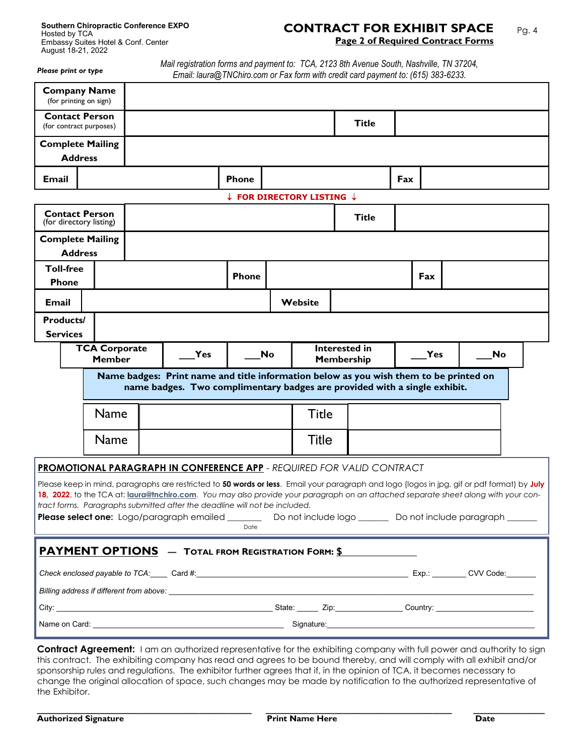Southern Chiropractic Conference EXPO
Hosted by TCA
Embassy Suites Hotel & Conf. Center
August 18-21, 2022

# CONTRACT FOR EXHIBIT SPACE

**Page 2 of Required Contract Forms**

***Please print or type***

*Mail registration forms and payment to: TCA, 2123 8th Avenue South, Nashville, TN 37204, Email: laura@TNChiro.com or Fax form with credit card payment to: (615) 383-6233.*

| | | | | | |
|---|---|---|---|---|---|
| **Company Name** (for printing on sign) | | | | | |
| **Contact Person** (for contract purposes) | | | **Title** | | |
| **Complete Mailing Address** | | | | | |
| **Email** | | **Phone** | | **Fax** | |

**↓ FOR DIRECTORY LISTING ↓**

| | | | | | |
|---|---|---|---|---|---|
| **Contact Person** (for directory listing) | | | **Title** | | |
| **Complete Mailing Address** | | | | | |
| **Toll-free Phone** | | **Phone** | | **Fax** | |
| **Email** | | **Website** | | | |
| **Products/ Services** | | | | | |

| **TCA Corporate Member** | ___Yes | ___No | **Interested in Membership** | ___Yes | ___No |
|---|---|---|---|---|---|

**Name badges: Print name and title information below as you wish them to be printed on name badges. Two complimentary badges are provided with a single exhibit.**

| Name | | Title | |
|---|---|---|---|
| Name | | Title | |

**PROMOTIONAL PARAGRAPH IN CONFERENCE APP** - *REQUIRED FOR VALID CONTRACT*

Please keep in mind, paragraphs are restricted to **50 words or less**. Email your paragraph and logo (logos in jpg, gif or pdf format) by **July 18, 2022**, to the TCA at: **laura@tnchiro.com**. *You may also provide your paragraph on an attached separate sheet along with your contract forms. Paragraphs submitted after the deadline will not be included.*

**Please select one:** Logo/paragraph emailed _______ (Date) Do not include logo _______ Do not include paragraph _______

**PAYMENT OPTIONS — TOTAL FROM REGISTRATION FORM: $_______________**

*Check enclosed payable to TCA:*____ Card #:_______________________________ Exp.: ________ CVV Code:_______

*Billing address if different from above:* _______________________________________________

City: _______________________________ State: _____ Zip:_______________ Country: ______________________

Name on Card: _______________________________ Signature:_______________________________

**Contract Agreement:** I am an authorized representative for the exhibiting company with full power and authority to sign this contract. The exhibiting company has read and agrees to be bound thereby, and will comply with all exhibit and/or sponsorship rules and regulations. The exhibitor further agrees that if, in the opinion of TCA, it becomes necessary to change the original allocation of space, such changes may be made by notification to the authorized representative of the Exhibitor.

_______________________________ _______________________________ _______________

**Authorized Signature** **Print Name Here** **Date**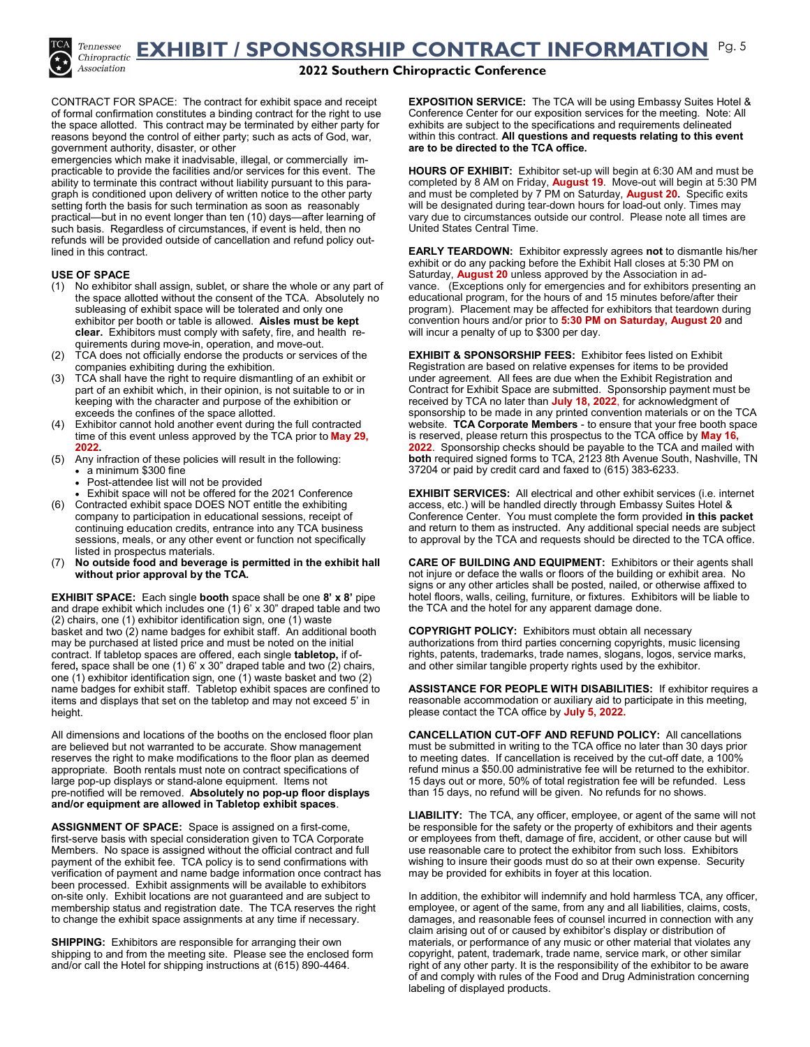# EXHIBIT / SPONSORSHIP CONTRACT INFORMATION

## 2022 Southern Chiropractic Conference

CONTRACT FOR SPACE: The contract for exhibit space and receipt of formal confirmation constitutes a binding contract for the right to use the space allotted. This contract may be terminated by either party for reasons beyond the control of either party; such as acts of God, war, government authority, disaster, or other emergencies which make it inadvisable, illegal, or commercially impracticable to provide the facilities and/or services for this event. The ability to terminate this contract without liability pursuant to this paragraph is conditioned upon delivery of written notice to the other party setting forth the basis for such termination as soon as reasonably practical—but in no event longer than ten (10) days—after learning of such basis. Regardless of circumstances, if event is held, then no refunds will be provided outside of cancellation and refund policy outlined in this contract.

**USE OF SPACE**

1. No exhibitor shall assign, sublet, or share the whole or any part of the space allotted without the consent of the TCA. Absolutely no subleasing of exhibit space will be tolerated and only one exhibitor per booth or table is allowed. **Aisles must be kept clear.** Exhibitors must comply with safety, fire, and health requirements during move-in, operation, and move-out.
2. TCA does not officially endorse the products or services of the companies exhibiting during the exhibition.
3. TCA shall have the right to require dismantling of an exhibit or part of an exhibit which, in their opinion, is not suitable to or in keeping with the character and purpose of the exhibition or exceeds the confines of the space allotted.
4. Exhibitor cannot hold another event during the full contracted time of this event unless approved by the TCA prior to **May 29, 2022.**
5. Any infraction of these policies will result in the following:
   - a minimum $300 fine
   - Post-attendee list will not be provided
   - Exhibit space will not be offered for the 2021 Conference
6. Contracted exhibit space DOES NOT entitle the exhibiting company to participation in educational sessions, receipt of continuing education credits, entrance into any TCA business sessions, meals, or any other event or function not specifically listed in prospectus materials.
7. **No outside food and beverage is permitted in the exhibit hall without prior approval by the TCA.**

**EXHIBIT SPACE:** Each single **booth** space shall be one **8' x 8'** pipe and drape exhibit which includes one (1) 6' x 30" draped table and two (2) chairs, one (1) exhibitor identification sign, one (1) waste basket and two (2) name badges for exhibit staff. An additional booth may be purchased at listed price and must be noted on the initial contract. If tabletop spaces are offered, each single **tabletop,** if offered**,** space shall be one (1) 6' x 30" draped table and two (2) chairs, one (1) exhibitor identification sign, one (1) waste basket and two (2) name badges for exhibit staff. Tabletop exhibit spaces are confined to items and displays that set on the tabletop and may not exceed 5' in height.

All dimensions and locations of the booths on the enclosed floor plan are believed but not warranted to be accurate. Show management reserves the right to make modifications to the floor plan as deemed appropriate. Booth rentals must note on contract specifications of large pop-up displays or stand-alone equipment. Items not pre-notified will be removed. **Absolutely no pop-up floor displays and/or equipment are allowed in Tabletop exhibit spaces**.

**ASSIGNMENT OF SPACE:** Space is assigned on a first-come, first-serve basis with special consideration given to TCA Corporate Members. No space is assigned without the official contract and full payment of the exhibit fee. TCA policy is to send confirmations with verification of payment and name badge information once contract has been processed. Exhibit assignments will be available to exhibitors on-site only. Exhibit locations are not guaranteed and are subject to membership status and registration date. The TCA reserves the right to change the exhibit space assignments at any time if necessary.

**SHIPPING:** Exhibitors are responsible for arranging their own shipping to and from the meeting site. Please see the enclosed form and/or call the Hotel for shipping instructions at (615) 890-4464.

**EXPOSITION SERVICE:** The TCA will be using Embassy Suites Hotel & Conference Center for our exposition services for the meeting. Note: All exhibits are subject to the specifications and requirements delineated within this contract. **All questions and requests relating to this event are to be directed to the TCA office.**

**HOURS OF EXHIBIT:** Exhibitor set-up will begin at 6:30 AM and must be completed by 8 AM on Friday, **August 19**. Move-out will begin at 5:30 PM and must be completed by 7 PM on Saturday, **August 20.** Specific exits will be designated during tear-down hours for load-out only. Times may vary due to circumstances outside our control. Please note all times are United States Central Time.

**EARLY TEARDOWN:** Exhibitor expressly agrees **not** to dismantle his/her exhibit or do any packing before the Exhibit Hall closes at 5:30 PM on Saturday, **August 20** unless approved by the Association in advance. (Exceptions only for emergencies and for exhibitors presenting an educational program, for the hours of and 15 minutes before/after their program). Placement may be affected for exhibitors that teardown during convention hours and/or prior to **5:30 PM on Saturday, August 20** and will incur a penalty of up to $300 per day.

**EXHIBIT & SPONSORSHIP FEES:** Exhibitor fees listed on Exhibit Registration are based on relative expenses for items to be provided under agreement. All fees are due when the Exhibit Registration and Contract for Exhibit Space are submitted. Sponsorship payment must be received by TCA no later than **July 18, 2022**, for acknowledgment of sponsorship to be made in any printed convention materials or on the TCA website. **TCA Corporate Members** - to ensure that your free booth space is reserved, please return this prospectus to the TCA office by **May 16, 2022**. Sponsorship checks should be payable to the TCA and mailed with **both** required signed forms to TCA, 2123 8th Avenue South, Nashville, TN 37204 or paid by credit card and faxed to (615) 383-6233.

**EXHIBIT SERVICES:** All electrical and other exhibit services (i.e. internet access, etc.) will be handled directly through Embassy Suites Hotel & Conference Center. You must complete the form provided **in this packet** and return to them as instructed. Any additional special needs are subject to approval by the TCA and requests should be directed to the TCA office.

**CARE OF BUILDING AND EQUIPMENT:** Exhibitors or their agents shall not injure or deface the walls or floors of the building or exhibit area. No signs or any other articles shall be posted, nailed, or otherwise affixed to hotel floors, walls, ceiling, furniture, or fixtures. Exhibitors will be liable to the TCA and the hotel for any apparent damage done.

**COPYRIGHT POLICY:** Exhibitors must obtain all necessary authorizations from third parties concerning copyrights, music licensing rights, patents, trademarks, trade names, slogans, logos, service marks, and other similar tangible property rights used by the exhibitor.

**ASSISTANCE FOR PEOPLE WITH DISABILITIES:** If exhibitor requires a reasonable accommodation or auxiliary aid to participate in this meeting, please contact the TCA office by **July 5, 2022.**

**CANCELLATION CUT-OFF AND REFUND POLICY:** All cancellations must be submitted in writing to the TCA office no later than 30 days prior to meeting dates. If cancellation is received by the cut-off date, a 100% refund minus a $50.00 administrative fee will be returned to the exhibitor. 15 days out or more, 50% of total registration fee will be refunded. Less than 15 days, no refund will be given. No refunds for no shows.

**LIABILITY:** The TCA, any officer, employee, or agent of the same will not be responsible for the safety or the property of exhibitors and their agents or employees from theft, damage of fire, accident, or other cause but will use reasonable care to protect the exhibitor from such loss. Exhibitors wishing to insure their goods must do so at their own expense. Security may be provided for exhibits in foyer at this location.

In addition, the exhibitor will indemnify and hold harmless TCA, any officer, employee, or agent of the same, from any and all liabilities, claims, costs, damages, and reasonable fees of counsel incurred in connection with any claim arising out of or caused by exhibitor's display or distribution of materials, or performance of any music or other material that violates any copyright, patent, trademark, trade name, service mark, or other similar right of any other party. It is the responsibility of the exhibitor to be aware of and comply with rules of the Food and Drug Administration concerning labeling of displayed products.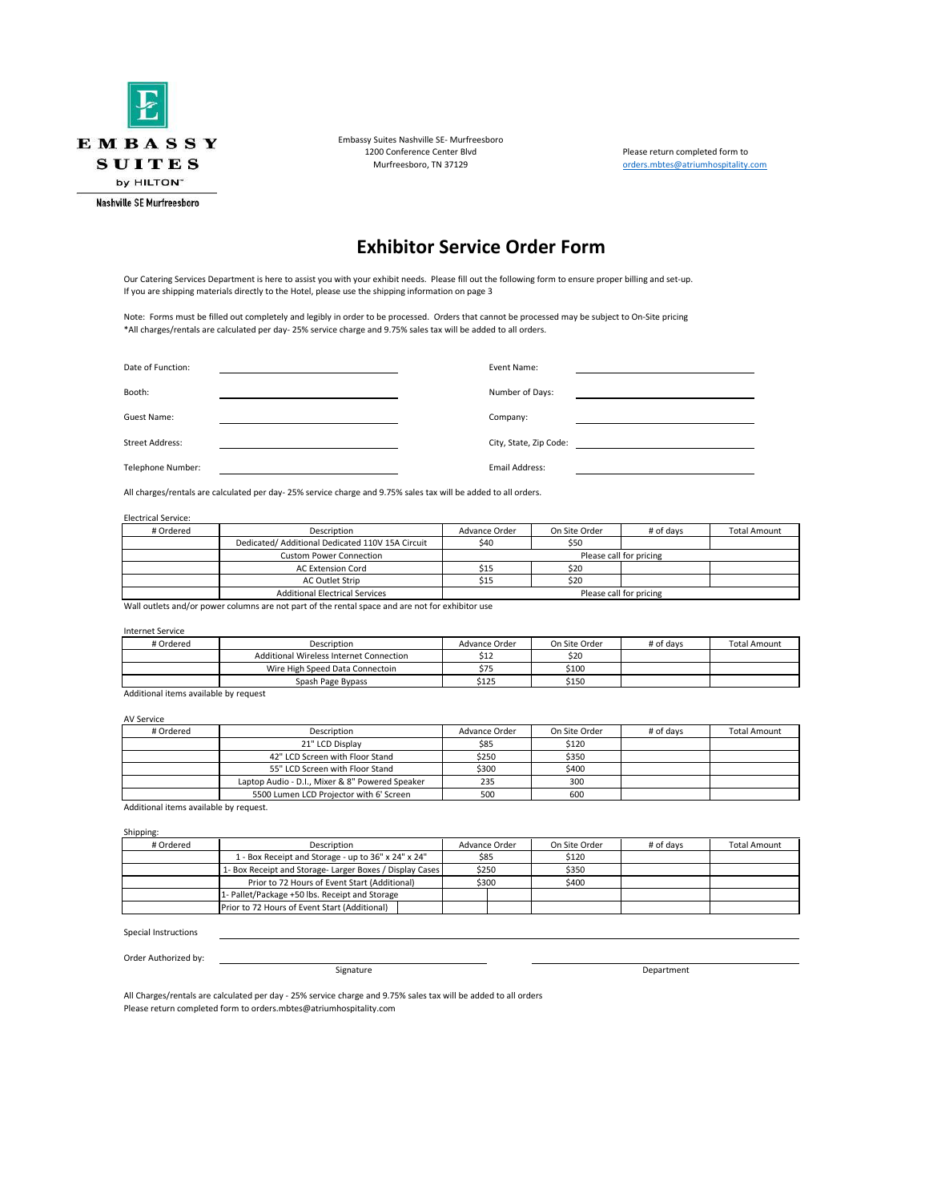EMBASSY SUITES by HILTON
Nashville SE Murfreesboro

Embassy Suites Nashville SE- Murfreesboro
1200 Conference Center Blvd
Murfreesboro, TN 37129

Please return completed form to
orders.mbtes@atriumhospitality.com

# Exhibitor Service Order Form

Our Catering Services Department is here to assist you with your exhibit needs. Please fill out the following form to ensure proper billing and set-up.
If you are shipping materials directly to the Hotel, please use the shipping information on page 3

Note: Forms must be filled out completely and legibly in order to be processed. Orders that cannot be processed may be subject to On-Site pricing
*All charges/rentals are calculated per day- 25% service charge and 9.75% sales tax will be added to all orders.

| | | | |
|---|---|---|---|
| Date of Function: | | Event Name: | |
| Booth: | | Number of Days: | |
| Guest Name: | | Company: | |
| Street Address: | | City, State, Zip Code: | |
| Telephone Number: | | Email Address: | |

All charges/rentals are calculated per day- 25% service charge and 9.75% sales tax will be added to all orders.

Electrical Service:

| # Ordered | Description | Advance Order | On Site Order | # of days | Total Amount |
|---|---|---|---|---|---|
| | Dedicated/ Additional Dedicated 110V 15A Circuit | $40 | $50 | | |
| | Custom Power Connection | Please call for pricing | | | |
| | AC Extension Cord | $15 | $20 | | |
| | AC Outlet Strip | $15 | $20 | | |
| | Additional Electrical Services | Please call for pricing | | | |

Wall outlets and/or power columns are not part of the rental space and are not for exhibitor use

Internet Service

| # Ordered | Description | Advance Order | On Site Order | # of days | Total Amount |
|---|---|---|---|---|---|
| | Additional Wireless Internet Connection | $12 | $20 | | |
| | Wire High Speed Data Connectoin | $75 | $100 | | |
| | Spash Page Bypass | $125 | $150 | | |

Additional items available by request

AV Service

| # Ordered | Description | Advance Order | On Site Order | # of days | Total Amount |
|---|---|---|---|---|---|
| | 21" LCD Display | $85 | $120 | | |
| | 42" LCD Screen with Floor Stand | $250 | $350 | | |
| | 55" LCD Screen with Floor Stand | $300 | $400 | | |
| | Laptop Audio - D.I., Mixer & 8" Powered Speaker | 235 | 300 | | |
| | 5500 Lumen LCD Projector with 6' Screen | 500 | 600 | | |

Additional items available by request.

Shipping:

| # Ordered | Description | Advance Order | On Site Order | # of days | Total Amount |
|---|---|---|---|---|---|
| | 1 - Box Receipt and Storage - up to 36" x 24" x 24" | $85 | $120 | | |
| | 1- Box Receipt and Storage- Larger Boxes / Display Cases | $250 | $350 | | |
| | Prior to 72 Hours of Event Start (Additional) | $300 | $400 | | |
| | 1- Pallet/Package +50 lbs. Receipt and Storage | | | | |
| | Prior to 72 Hours of Event Start (Additional) | | | | |

Special Instructions \_\_\_\_\_\_\_\_\_\_\_\_\_\_\_\_\_\_\_\_\_\_\_\_\_\_\_\_\_\_

Order Authorized by: \_\_\_\_\_\_\_\_\_\_\_\_\_\_\_\_\_\_\_\_ \_\_\_\_\_\_\_\_\_\_\_\_\_\_\_\_\_\_\_\_
Signature Department

All Charges/rentals are calculated per day - 25% service charge and 9.75% sales tax will be added to all orders
Please return completed form to orders.mbtes@atriumhospitality.com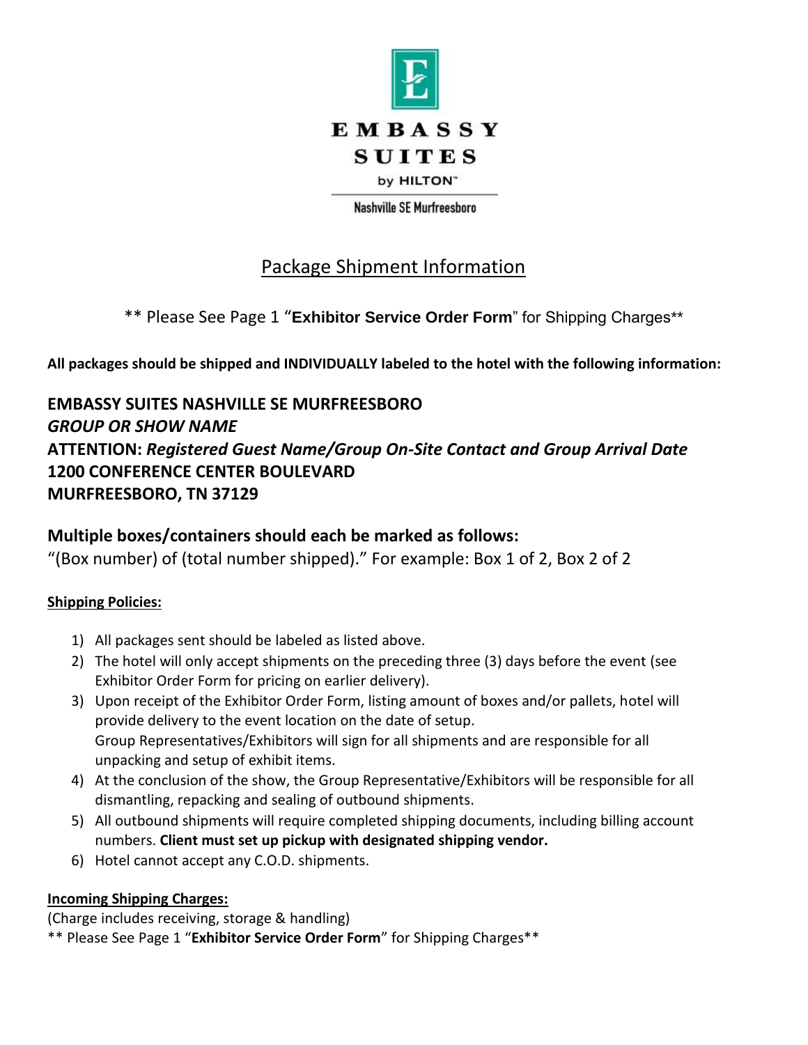EMBASSY SUITES

by HILTON™

Nashville SE Murfreesboro

# Package Shipment Information

** Please See Page 1 "**Exhibitor Service Order Form**" for Shipping Charges**

**All packages should be shipped and INDIVIDUALLY labeled to the hotel with the following information:**

**EMBASSY SUITES NASHVILLE SE MURFREESBORO**
***GROUP OR SHOW NAME***
**ATTENTION:** ***Registered Guest Name/Group On-Site Contact and Group Arrival Date***
**1200 CONFERENCE CENTER BOULEVARD**
**MURFREESBORO, TN 37129**

## Multiple boxes/containers should each be marked as follows:

"(Box number) of (total number shipped)." For example: Box 1 of 2, Box 2 of 2

**Shipping Policies:**

1) All packages sent should be labeled as listed above.
2) The hotel will only accept shipments on the preceding three (3) days before the event (see Exhibitor Order Form for pricing on earlier delivery).
3) Upon receipt of the Exhibitor Order Form, listing amount of boxes and/or pallets, hotel will provide delivery to the event location on the date of setup.
   Group Representatives/Exhibitors will sign for all shipments and are responsible for all unpacking and setup of exhibit items.
4) At the conclusion of the show, the Group Representative/Exhibitors will be responsible for all dismantling, repacking and sealing of outbound shipments.
5) All outbound shipments will require completed shipping documents, including billing account numbers. **Client must set up pickup with designated shipping vendor.**
6) Hotel cannot accept any C.O.D. shipments.

**Incoming Shipping Charges:**

(Charge includes receiving, storage & handling)

** Please See Page 1 "**Exhibitor Service Order Form**" for Shipping Charges**